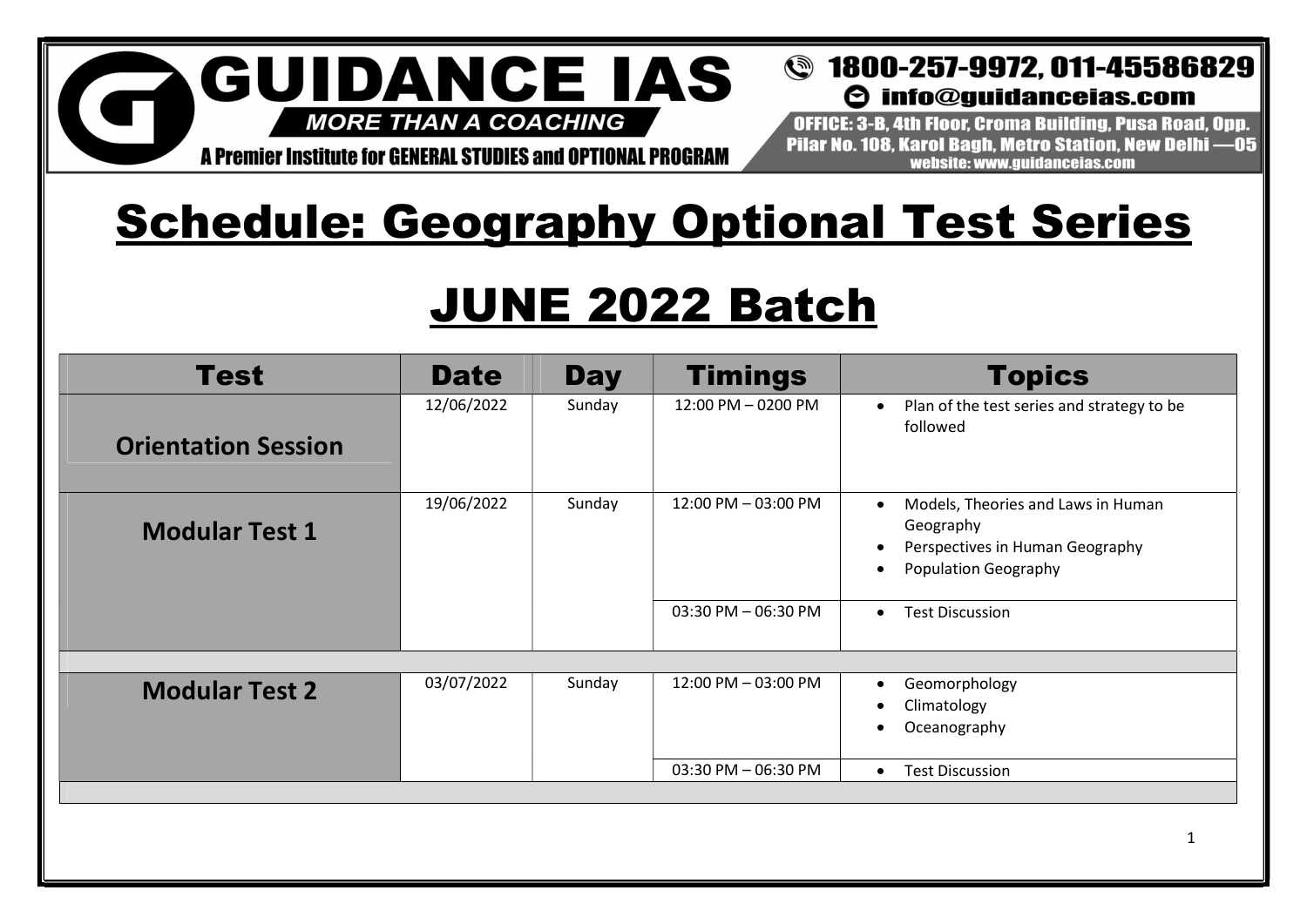# GUIDANCE IAS

*MORE THAN A COACHING*

A Premier Institute for GENERAL STUDIES and OPTIONAL PROGRAM

1800-257-9972, 011-45586829
info@guidanceias.com
OFFICE: 3-B, 4th Floor, Croma Building, Pusa Road, Opp. Pilar No. 108, Karol Bagh, Metro Station, New Delhi —05
website: www.guidanceias.com

# Schedule: Geography Optional Test Series

# JUNE 2022 Batch

| Test | Date | Day | Timings | Topics |
|---|---|---|---|---|
| **Orientation Session** | 12/06/2022 | Sunday | 12:00 PM – 0200 PM | • Plan of the test series and strategy to be followed |
| **Modular Test 1** | 19/06/2022 | Sunday | 12:00 PM – 03:00 PM | • Models, Theories and Laws in Human Geography<br>• Perspectives in Human Geography<br>• Population Geography |
| | | | 03:30 PM – 06:30 PM | • Test Discussion |
| | | | | |
| **Modular Test 2** | 03/07/2022 | Sunday | 12:00 PM – 03:00 PM | • Geomorphology<br>• Climatology<br>• Oceanography |
| | | | 03:30 PM – 06:30 PM | • Test Discussion |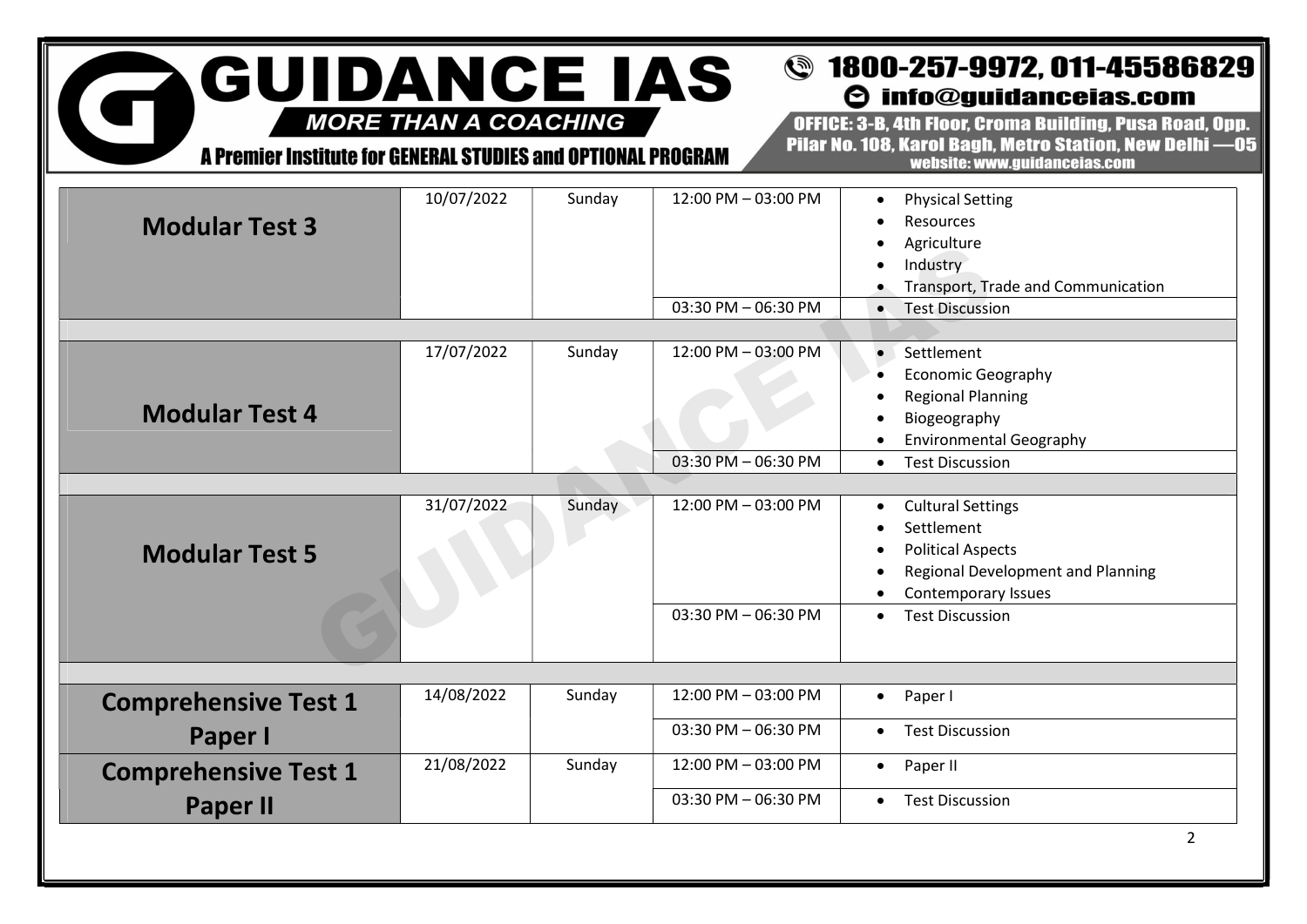| Test | Date | Day | Time | Topics |
|---|---|---|---|---|
| **Modular Test 3** | 10/07/2022 | Sunday | 12:00 PM – 03:00 PM | • Physical Setting<br>• Resources<br>• Agriculture<br>• Industry<br>• Transport, Trade and Communication |
| | | | 03:30 PM – 06:30 PM | • Test Discussion |
| **Modular Test 4** | 17/07/2022 | Sunday | 12:00 PM – 03:00 PM | • Settlement<br>• Economic Geography<br>• Regional Planning<br>• Biogeography<br>• Environmental Geography |
| | | | 03:30 PM – 06:30 PM | • Test Discussion |
| **Modular Test 5** | 31/07/2022 | Sunday | 12:00 PM – 03:00 PM | • Cultural Settings<br>• Settlement<br>• Political Aspects<br>• Regional Development and Planning<br>• Contemporary Issues |
| | | | 03:30 PM – 06:30 PM | • Test Discussion |
| **Comprehensive Test 1 Paper I** | 14/08/2022 | Sunday | 12:00 PM – 03:00 PM | • Paper I |
| | | | 03:30 PM – 06:30 PM | • Test Discussion |
| **Comprehensive Test 1 Paper II** | 21/08/2022 | Sunday | 12:00 PM – 03:00 PM | • Paper II |
| | | | 03:30 PM – 06:30 PM | • Test Discussion |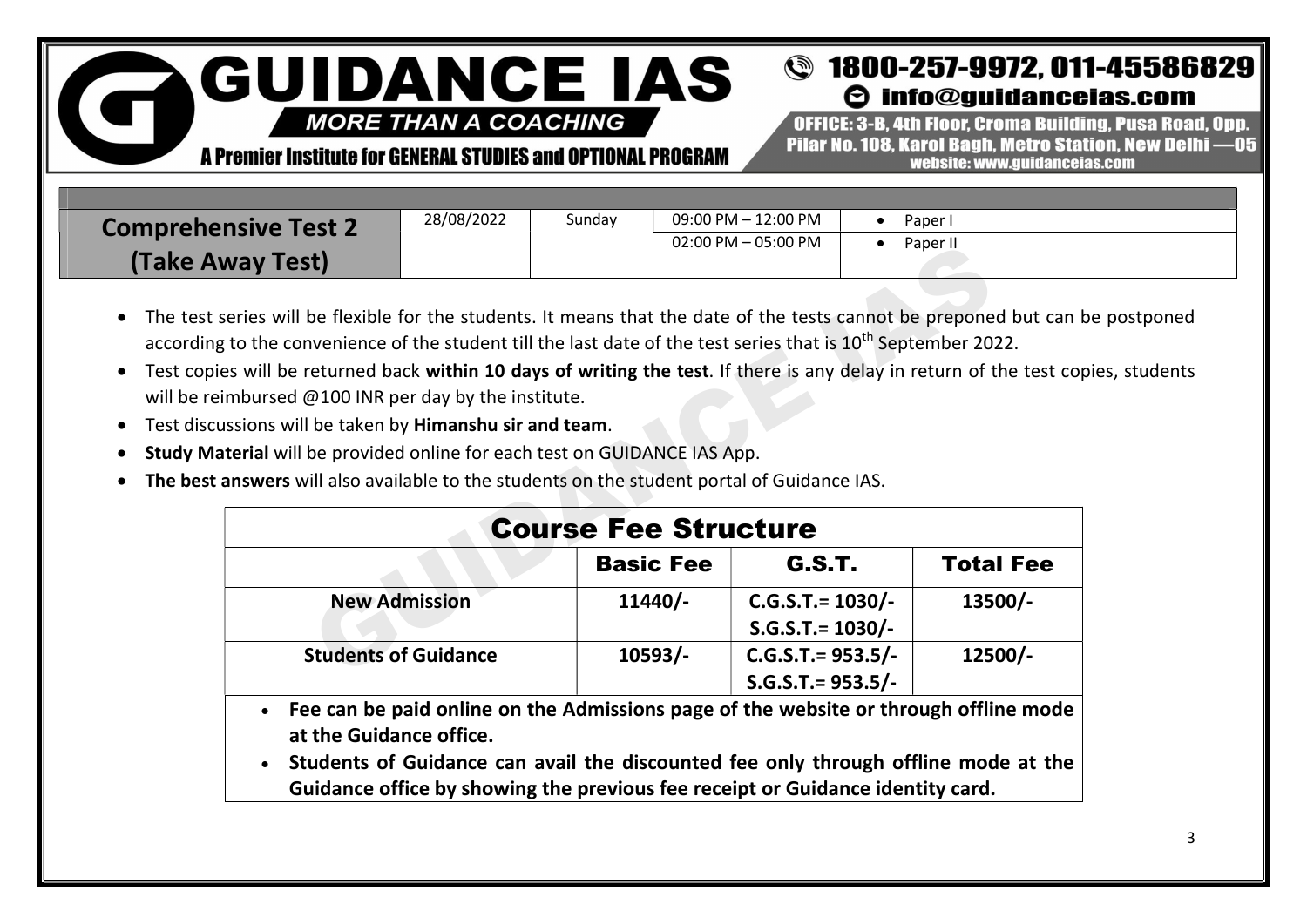| | | | | |
|---|---|---|---|---|
| **Comprehensive Test 2 (Take Away Test)** | 28/08/2022 | Sunday | 09:00 PM – 12:00 PM | • Paper I |
| | | | 02:00 PM – 05:00 PM | • Paper II |

- The test series will be flexible for the students. It means that the date of the tests cannot be preponed but can be postponed according to the convenience of the student till the last date of the test series that is 10th September 2022.
- Test copies will be returned back **within 10 days of writing the test**. If there is any delay in return of the test copies, students will be reimbursed @100 INR per day by the institute.
- Test discussions will be taken by **Himanshu sir and team**.
- **Study Material** will be provided online for each test on GUIDANCE IAS App.
- **The best answers** will also available to the students on the student portal of Guidance IAS.

## Course Fee Structure

| | Basic Fee | G.S.T. | Total Fee |
|---|---|---|---|
| **New Admission** | **11440/-** | **C.G.S.T.= 1030/-**<br>**S.G.S.T.= 1030/-** | **13500/-** |
| **Students of Guidance** | **10593/-** | **C.G.S.T.= 953.5/-**<br>**S.G.S.T.= 953.5/-** | **12500/-** |

- **Fee can be paid online on the Admissions page of the website or through offline mode at the Guidance office.**
- **Students of Guidance can avail the discounted fee only through offline mode at the Guidance office by showing the previous fee receipt or Guidance identity card.**